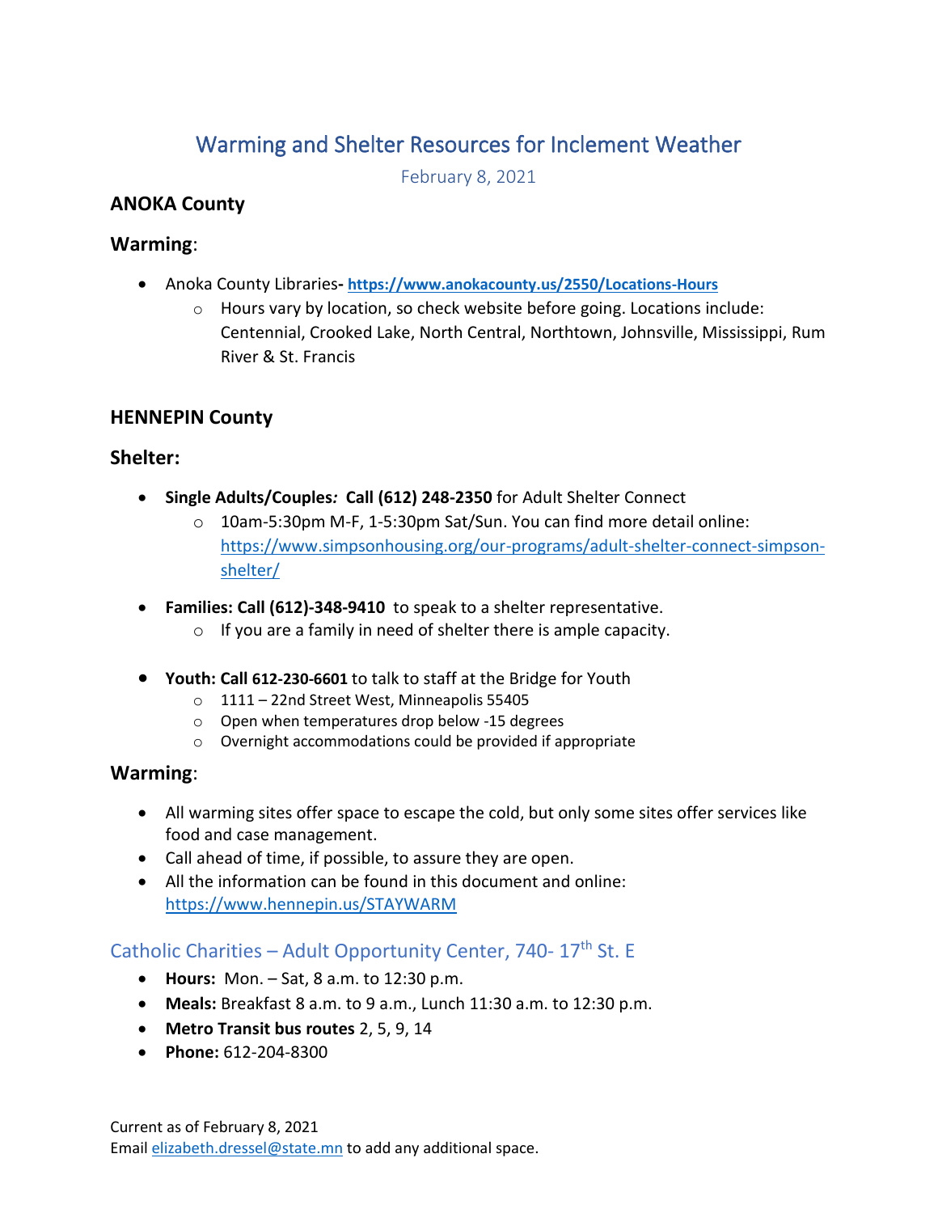# Warming and Shelter Resources for Inclement Weather

February 8, 2021

## ANOKA County

### Warming:

- Anoka County Libraries- **https://www.anokacounty.us/2550/Locations-Hours**
  - Hours vary by location, so check website before going. Locations include: Centennial, Crooked Lake, North Central, Northtown, Johnsville, Mississippi, Rum River & St. Francis

## HENNEPIN County

### Shelter:

- **Single Adults/Couples*:* Call (612) 248-2350** for Adult Shelter Connect
  - 10am-5:30pm M-F, 1-5:30pm Sat/Sun. You can find more detail online: https://www.simpsonhousing.org/our-programs/adult-shelter-connect-simpson-shelter/
- **Families: Call (612)-348-9410** to speak to a shelter representative.
  - If you are a family in need of shelter there is ample capacity.
- **Youth: Call 612-230-6601** to talk to staff at the Bridge for Youth
  - 1111 – 22nd Street West, Minneapolis 55405
  - Open when temperatures drop below -15 degrees
  - Overnight accommodations could be provided if appropriate

### Warming:

- All warming sites offer space to escape the cold, but only some sites offer services like food and case management.
- Call ahead of time, if possible, to assure they are open.
- All the information can be found in this document and online: https://www.hennepin.us/STAYWARM

#### Catholic Charities – Adult Opportunity Center, 740- 17th St. E

- **Hours:** Mon. – Sat, 8 a.m. to 12:30 p.m.
- **Meals:** Breakfast 8 a.m. to 9 a.m., Lunch 11:30 a.m. to 12:30 p.m.
- **Metro Transit bus routes** 2, 5, 9, 14
- **Phone:** 612-204-8300

Current as of February 8, 2021
Email elizabeth.dressel@state.mn to add any additional space.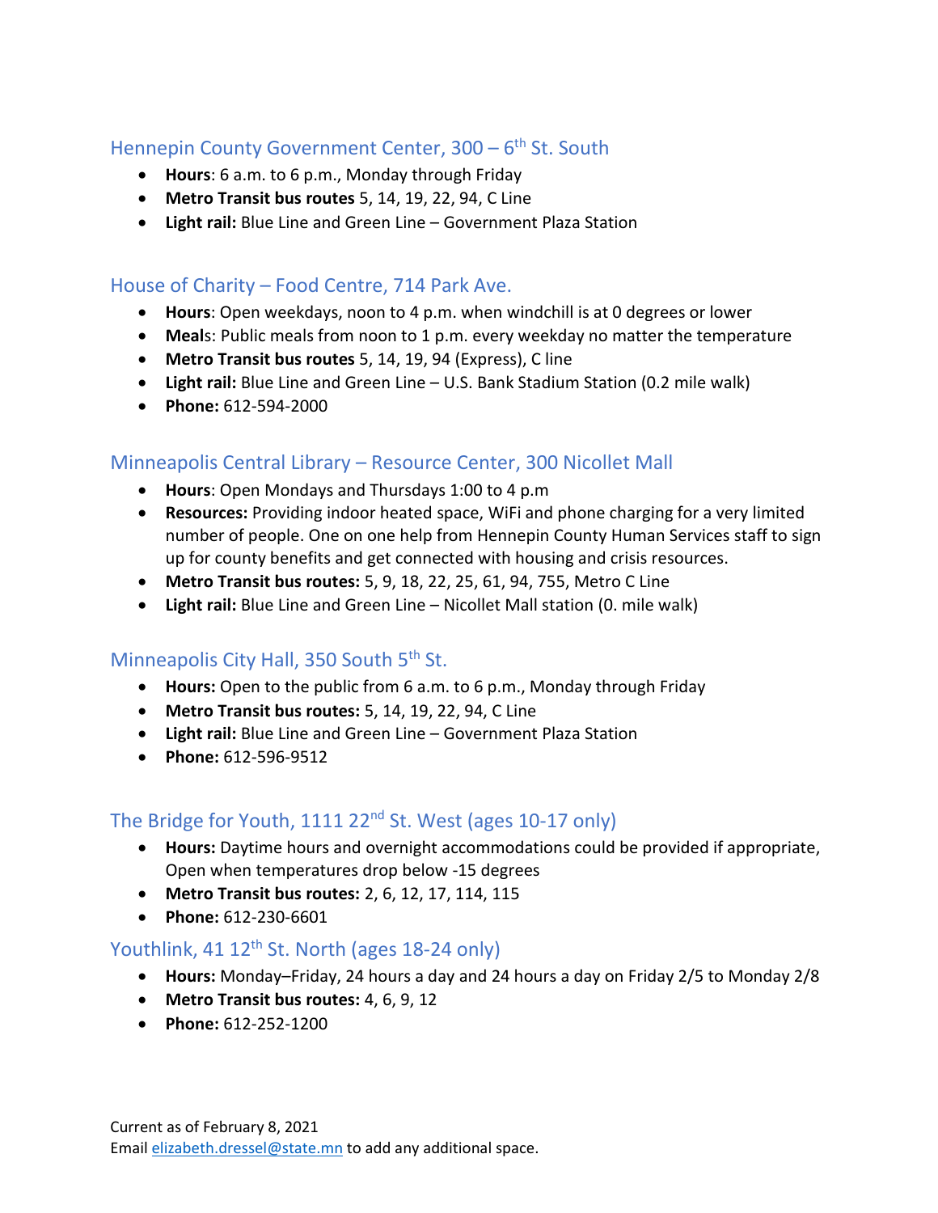## Hennepin County Government Center, 300 – 6th St. South

- **Hours**: 6 a.m. to 6 p.m., Monday through Friday
- **Metro Transit bus routes** 5, 14, 19, 22, 94, C Line
- **Light rail:** Blue Line and Green Line – Government Plaza Station

## House of Charity – Food Centre, 714 Park Ave.

- **Hours**: Open weekdays, noon to 4 p.m. when windchill is at 0 degrees or lower
- **Meal**s: Public meals from noon to 1 p.m. every weekday no matter the temperature
- **Metro Transit bus routes** 5, 14, 19, 94 (Express), C line
- **Light rail:** Blue Line and Green Line – U.S. Bank Stadium Station (0.2 mile walk)
- **Phone:** 612-594-2000

## Minneapolis Central Library – Resource Center, 300 Nicollet Mall

- **Hours**: Open Mondays and Thursdays 1:00 to 4 p.m
- **Resources:** Providing indoor heated space, WiFi and phone charging for a very limited number of people. One on one help from Hennepin County Human Services staff to sign up for county benefits and get connected with housing and crisis resources.
- **Metro Transit bus routes:** 5, 9, 18, 22, 25, 61, 94, 755, Metro C Line
- **Light rail:** Blue Line and Green Line – Nicollet Mall station (0. mile walk)

## Minneapolis City Hall, 350 South 5th St.

- **Hours:** Open to the public from 6 a.m. to 6 p.m., Monday through Friday
- **Metro Transit bus routes:** 5, 14, 19, 22, 94, C Line
- **Light rail:** Blue Line and Green Line – Government Plaza Station
- **Phone:** 612-596-9512

## The Bridge for Youth, 1111 22nd St. West (ages 10-17 only)

- **Hours:** Daytime hours and overnight accommodations could be provided if appropriate, Open when temperatures drop below -15 degrees
- **Metro Transit bus routes:** 2, 6, 12, 17, 114, 115
- **Phone:** 612-230-6601

## Youthlink, 41 12th St. North (ages 18-24 only)

- **Hours:** Monday–Friday, 24 hours a day and 24 hours a day on Friday 2/5 to Monday 2/8
- **Metro Transit bus routes:** 4, 6, 9, 12
- **Phone:** 612-252-1200

Current as of February 8, 2021
Email elizabeth.dressel@state.mn to add any additional space.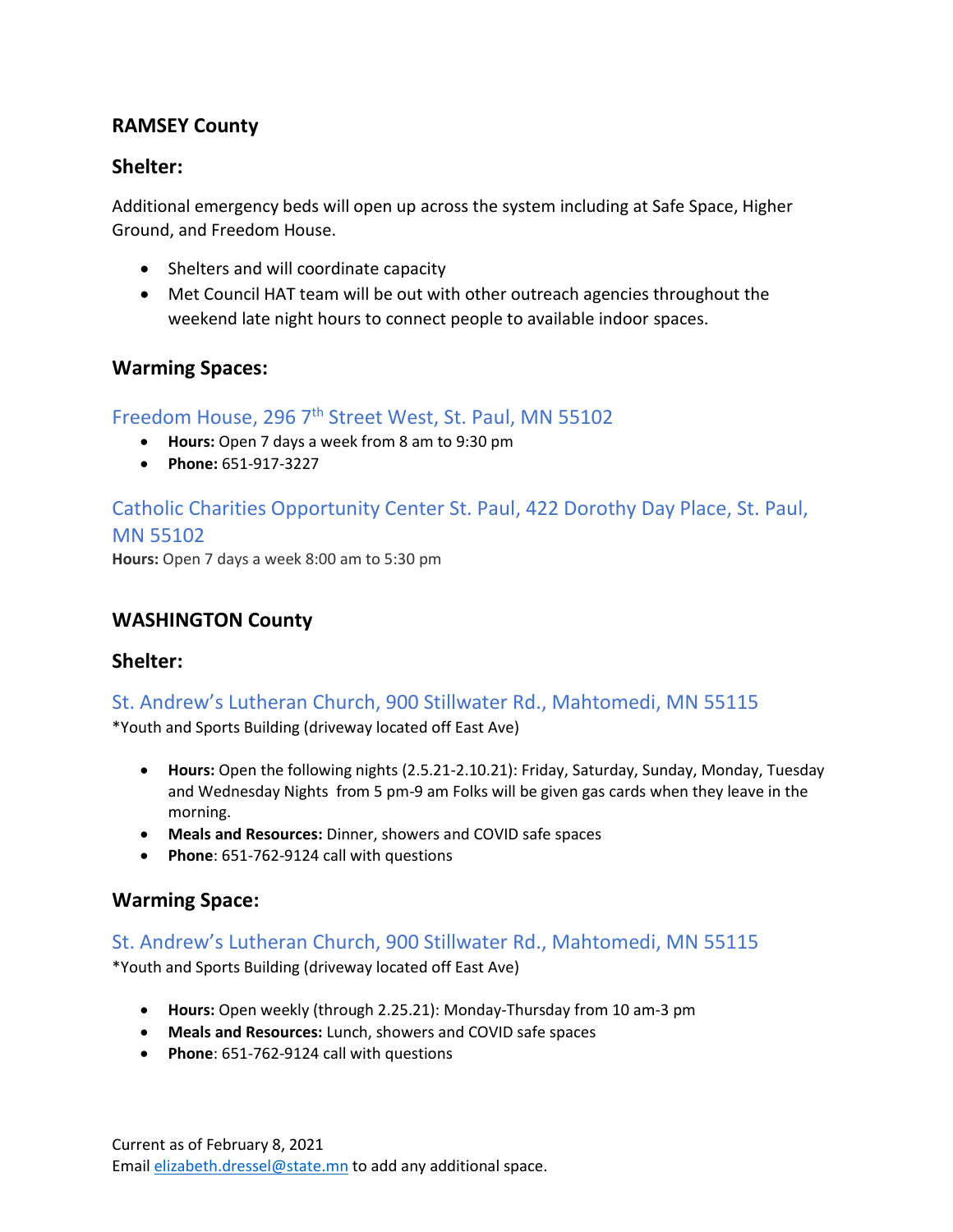## RAMSEY County

### Shelter:

Additional emergency beds will open up across the system including at Safe Space, Higher Ground, and Freedom House.

- Shelters and will coordinate capacity
- Met Council HAT team will be out with other outreach agencies throughout the weekend late night hours to connect people to available indoor spaces.

### Warming Spaces:

#### Freedom House, 296 7th Street West, St. Paul, MN 55102

- **Hours:** Open 7 days a week from 8 am to 9:30 pm
- **Phone:** 651-917-3227

#### Catholic Charities Opportunity Center St. Paul, 422 Dorothy Day Place, St. Paul, MN 55102

**Hours:** Open 7 days a week 8:00 am to 5:30 pm

## WASHINGTON County

### Shelter:

#### St. Andrew's Lutheran Church, 900 Stillwater Rd., Mahtomedi, MN 55115

*Youth and Sports Building (driveway located off East Ave)

- **Hours:** Open the following nights (2.5.21-2.10.21): Friday, Saturday, Sunday, Monday, Tuesday and Wednesday Nights from 5 pm-9 am Folks will be given gas cards when they leave in the morning.
- **Meals and Resources:** Dinner, showers and COVID safe spaces
- **Phone**: 651-762-9124 call with questions

### Warming Space:

#### St. Andrew's Lutheran Church, 900 Stillwater Rd., Mahtomedi, MN 55115

*Youth and Sports Building (driveway located off East Ave)

- **Hours:** Open weekly (through 2.25.21): Monday-Thursday from 10 am-3 pm
- **Meals and Resources:** Lunch, showers and COVID safe spaces
- **Phone**: 651-762-9124 call with questions

Current as of February 8, 2021
Email elizabeth.dressel@state.mn to add any additional space.